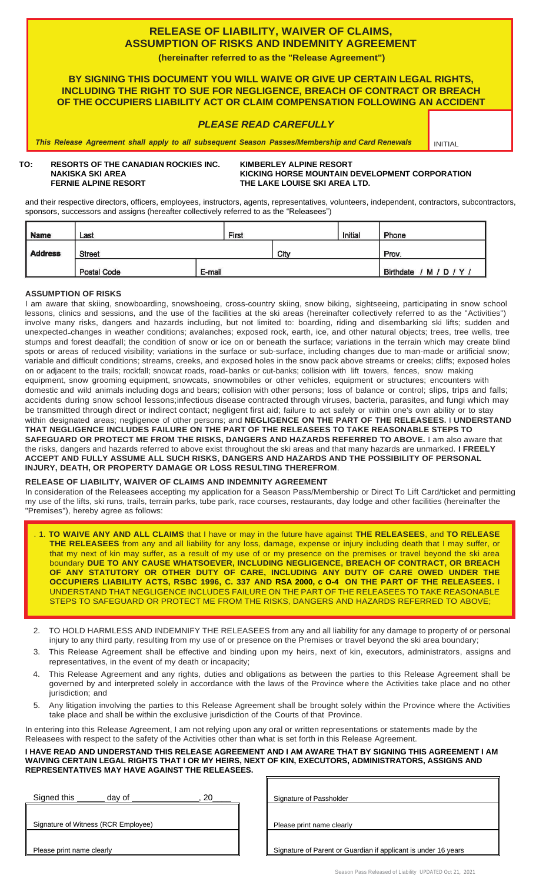# RELEASE OF LIABILITY, WAIVER OF CLAIMS, ASSUMPTION OF RISKS AND INDEMNITY AGREEMENT

**(hereinafter referred to as the "Release Agreement")**

**BY SIGNING THIS DOCUMENT YOU WILL WAIVE OR GIVE UP CERTAIN LEGAL RIGHTS, INCLUDING THE RIGHT TO SUE FOR NEGLIGENCE, BREACH OF CONTRACT OR BREACH OF THE OCCUPIERS LIABILITY ACT OR CLAIM COMPENSATION FOLLOWING AN ACCIDENT**

***PLEASE READ CAREFULLY***

***This Release Agreement shall apply to all subsequent Season Passes/Membership and Card Renewals*** INITIAL

**TO: RESORTS OF THE CANADIAN ROCKIES INC.**
**NAKISKA SKI AREA**
**FERNIE ALPINE RESORT**
**KIMBERLEY ALPINE RESORT**
**KICKING HORSE MOUNTAIN DEVELOPMENT CORPORATION**
**THE LAKE LOUISE SKI AREA LTD.**

and their respective directors, officers, employees, instructors, agents, representatives, volunteers, independent, contractors, subcontractors, sponsors, successors and assigns (hereafter collectively referred to as the "Releasees")

| Name | Last | | First | | Initial | Phone |
|---|---|---|---|---|---|---|
| Address | Street | | | City | | Prov. |
| | Postal Code | E-mail | | | | Birthdate / M / D / Y / |

**ASSUMPTION OF RISKS**

I am aware that skiing, snowboarding, snowshoeing, cross-country skiing, snow biking, sightseeing, participating in snow school lessons, clinics and sessions, and the use of the facilities at the ski areas (hereinafter collectively referred to as the "Activities") involve many risks, dangers and hazards including, but not limited to: boarding, riding and disembarking ski lifts; sudden and unexpected changes in weather conditions; avalanches; exposed rock, earth, ice, and other natural objects; trees, tree wells, tree stumps and forest deadfall; the condition of snow or ice on or beneath the surface; variations in the terrain which may create blind spots or areas of reduced visibility; variations in the surface or sub-surface, including changes due to man-made or artificial snow; variable and difficult conditions; streams, creeks, and exposed holes in the snow pack above streams or creeks; cliffs; exposed holes on or adjacent to the trails; rockfall; snowcat roads, road-banks or cut-banks; collision with lift towers, fences, snow making equipment, snow grooming equipment, snowcats, snowmobiles or other vehicles, equipment or structures; encounters with domestic and wild animals including dogs and bears; collision with other persons; loss of balance or control; slips, trips and falls; accidents during snow school lessons;infectious disease contracted through viruses, bacteria, parasites, and fungi which may be transmitted through direct or indirect contact; negligent first aid; failure to act safely or within one's own ability or to stay within designated areas; negligence of other persons; and **NEGLIGENCE ON THE PART OF THE RELEASEES.** I **UNDERSTAND THAT NEGLIGENCE INCLUDES FAILURE ON THE PART OF THE RELEASEES TO TAKE REASONABLE STEPS TO SAFEGUARD OR PROTECT ME FROM THE RISKS, DANGERS AND HAZARDS REFERRED TO ABOVE.** I am also aware that the risks, dangers and hazards referred to above exist throughout the ski areas and that many hazards are unmarked. **I FREELY ACCEPT AND FULLY ASSUME ALL SUCH RISKS, DANGERS AND HAZARDS AND THE POSSIBILITY OF PERSONAL INJURY, DEATH, OR PROPERTY DAMAGE OR LOSS RESULTING THEREFROM**.

**RELEASE OF LIABILITY, WAIVER OF CLAIMS AND INDEMNITY AGREEMENT**

In consideration of the Releasees accepting my application for a Season Pass/Membership or Direct To Lift Card/ticket and permitting my use of the lifts, ski runs, trails, terrain parks, tube park, race courses, restaurants, day lodge and other facilities (hereinafter the "Premises"), hereby agree as follows:

1. **TO WAIVE ANY AND ALL CLAIMS** that I have or may in the future have against **THE RELEASEES**, and **TO RELEASE THE RELEASEES** from any and all liability for any loss, damage, expense or injury including death that I may suffer, or that my next of kin may suffer, as a result of my use of or my presence on the premises or travel beyond the ski area boundary **DUE TO ANY CAUSE WHATSOEVER, INCLUDING NEGLIGENCE, BREACH OF CONTRACT, OR BREACH OF ANY STATUTORY OR OTHER DUTY OF CARE, INCLUDING ANY DUTY OF CARE OWED UNDER THE OCCUPIERS LIABILITY ACTS, RSBC 1996, C. 337 AND RSA 2000, c O-4 ON THE PART OF THE RELEASEES.** I UNDERSTAND THAT NEGLIGENCE INCLUDES FAILURE ON THE PART OF THE RELEASEES TO TAKE REASONABLE STEPS TO SAFEGUARD OR PROTECT ME FROM THE RISKS, DANGERS AND HAZARDS REFERRED TO ABOVE;
2. TO HOLD HARMLESS AND INDEMNIFY THE RELEASEES from any and all liability for any damage to property of or personal injury to any third party, resulting from my use of or presence on the Premises or travel beyond the ski area boundary;
3. This Release Agreement shall be effective and binding upon my heirs, next of kin, executors, administrators, assigns and representatives, in the event of my death or incapacity;
4. This Release Agreement and any rights, duties and obligations as between the parties to this Release Agreement shall be governed by and interpreted solely in accordance with the laws of the Province where the Activities take place and no other jurisdiction; and
5. Any litigation involving the parties to this Release Agreement shall be brought solely within the Province where the Activities take place and shall be within the exclusive jurisdiction of the Courts of that Province.

In entering into this Release Agreement, I am not relying upon any oral or written representations or statements made by the Releasees with respect to the safety of the Activities other than what is set forth in this Release Agreement.

**I HAVE READ AND UNDERSTAND THIS RELEASE AGREEMENT AND I AM AWARE THAT BY SIGNING THIS AGREEMENT I AM WAIVING CERTAIN LEGAL RIGHTS THAT I OR MY HEIRS, NEXT OF KIN, EXECUTORS, ADMINISTRATORS, ASSIGNS AND REPRESENTATIVES MAY HAVE AGAINST THE RELEASEES.**

Signed this ______ day of ______________, 20____

Signature of Witness (RCR Employee)

Please print name clearly

Signature of Passholder

Please print name clearly

Signature of Parent or Guardian if applicant is under 16 years

Season Pass Released of Liability UPDATED Oct 21, 2021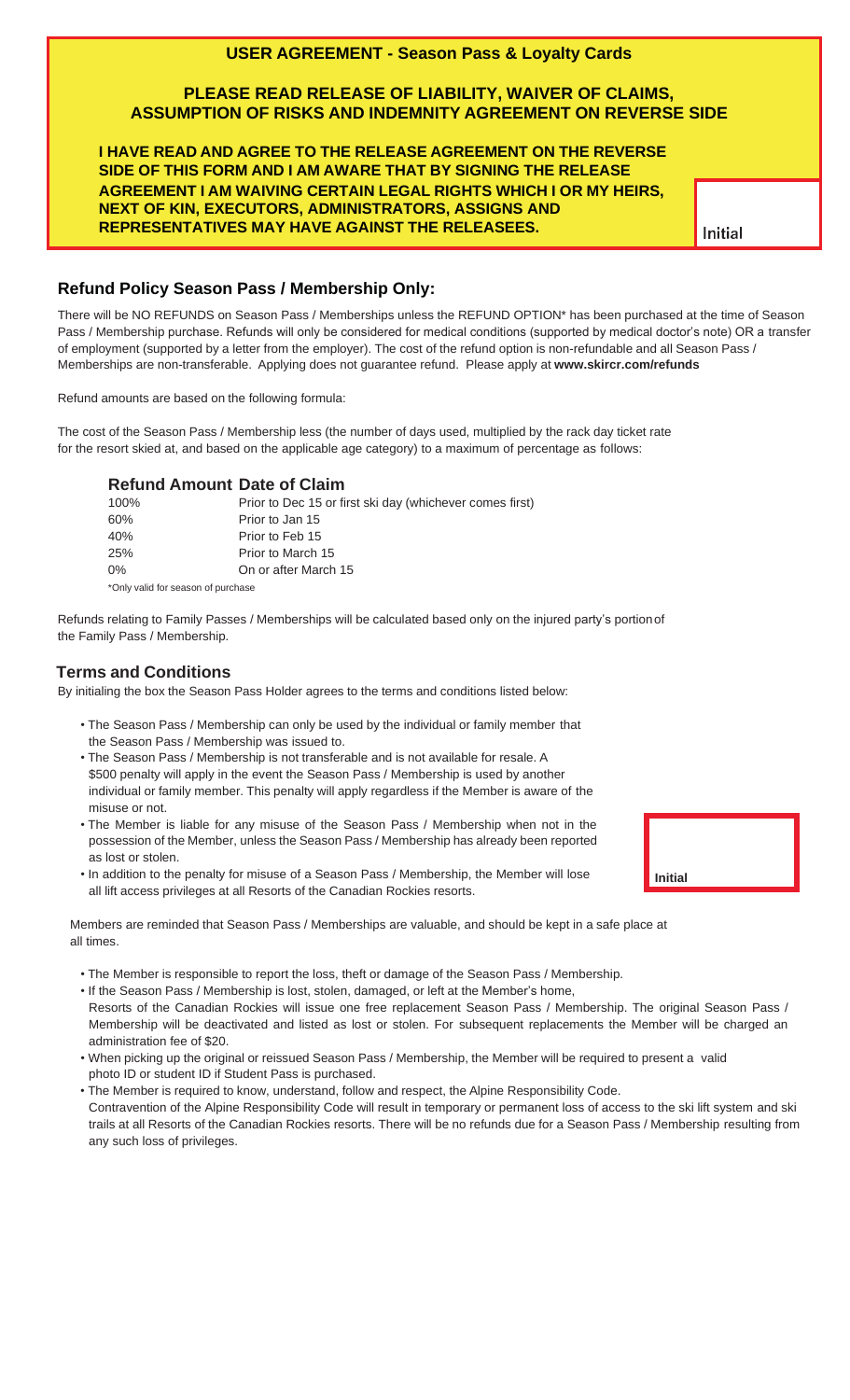## USER AGREEMENT - Season Pass & Loyalty Cards

### PLEASE READ RELEASE OF LIABILITY, WAIVER OF CLAIMS, ASSUMPTION OF RISKS AND INDEMNITY AGREEMENT ON REVERSE SIDE

**I HAVE READ AND AGREE TO THE RELEASE AGREEMENT ON THE REVERSE SIDE OF THIS FORM AND I AM AWARE THAT BY SIGNING THE RELEASE AGREEMENT I AM WAIVING CERTAIN LEGAL RIGHTS WHICH I OR MY HEIRS, NEXT OF KIN, EXECUTORS, ADMINISTRATORS, ASSIGNS AND REPRESENTATIVES MAY HAVE AGAINST THE RELEASEES.**

Initial

## Refund Policy Season Pass / Membership Only:

There will be NO REFUNDS on Season Pass / Memberships unless the REFUND OPTION* has been purchased at the time of Season Pass / Membership purchase. Refunds will only be considered for medical conditions (supported by medical doctor's note) OR a transfer of employment (supported by a letter from the employer). The cost of the refund option is non-refundable and all Season Pass / Memberships are non-transferable. Applying does not guarantee refund. Please apply at **www.skircr.com/refunds**

Refund amounts are based on the following formula:

The cost of the Season Pass / Membership less (the number of days used, multiplied by the rack day ticket rate for the resort skied at, and based on the applicable age category) to a maximum of percentage as follows:

| Refund Amount | Date of Claim |
|---|---|
| 100% | Prior to Dec 15 or first ski day (whichever comes first) |
| 60% | Prior to Jan 15 |
| 40% | Prior to Feb 15 |
| 25% | Prior to March 15 |
| 0% | On or after March 15 |

*Only valid for season of purchase

Refunds relating to Family Passes / Memberships will be calculated based only on the injured party's portion of the Family Pass / Membership.

## Terms and Conditions

By initialing the box the Season Pass Holder agrees to the terms and conditions listed below:

- The Season Pass / Membership can only be used by the individual or family member that the Season Pass / Membership was issued to.
- The Season Pass / Membership is not transferable and is not available for resale. A $500 penalty will apply in the event the Season Pass / Membership is used by another individual or family member. This penalty will apply regardless if the Member is aware of the misuse or not.
- The Member is liable for any misuse of the Season Pass / Membership when not in the possession of the Member, unless the Season Pass / Membership has already been reported as lost or stolen.
- In addition to the penalty for misuse of a Season Pass / Membership, the Member will lose all lift access privileges at all Resorts of the Canadian Rockies resorts.

**Initial**

Members are reminded that Season Pass / Memberships are valuable, and should be kept in a safe place at all times.

- The Member is responsible to report the loss, theft or damage of the Season Pass / Membership.
- If the Season Pass / Membership is lost, stolen, damaged, or left at the Member's home, Resorts of the Canadian Rockies will issue one free replacement Season Pass / Membership. The original Season Pass / Membership will be deactivated and listed as lost or stolen. For subsequent replacements the Member will be charged an administration fee of $20.
- When picking up the original or reissued Season Pass / Membership, the Member will be required to present a valid photo ID or student ID if Student Pass is purchased.
- The Member is required to know, understand, follow and respect, the Alpine Responsibility Code. Contravention of the Alpine Responsibility Code will result in temporary or permanent loss of access to the ski lift system and ski trails at all Resorts of the Canadian Rockies resorts. There will be no refunds due for a Season Pass / Membership resulting from any such loss of privileges.